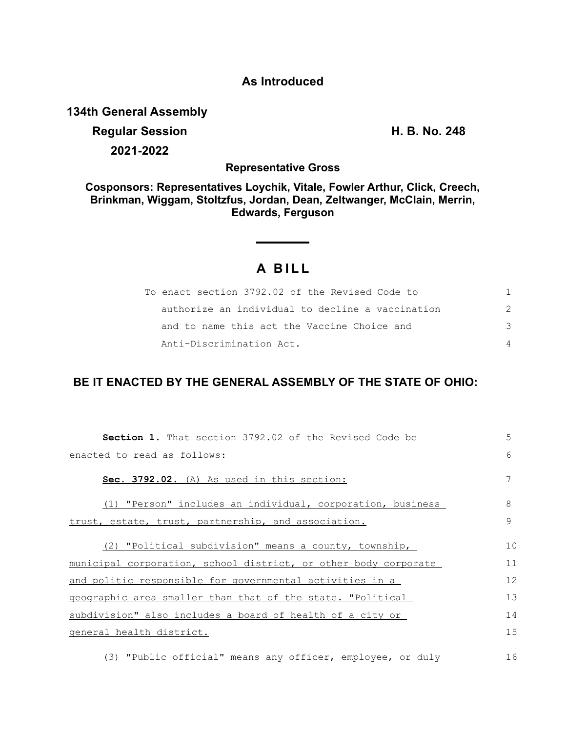**As Introduced**

**134th General Assembly**

**Regular Session** **H. B. No. 248**

**2021-2022**

**Representative Gross**

**Cosponsors: Representatives Loychik, Vitale, Fowler Arthur, Click, Creech, Brinkman, Wiggam, Stoltzfus, Jordan, Dean, Zeltwanger, McClain, Merrin, Edwards, Ferguson**

# A BILL

To enact section 3792.02 of the Revised Code to authorize an individual to decline a vaccination and to name this act the Vaccine Choice and Anti-Discrimination Act.

**BE IT ENACTED BY THE GENERAL ASSEMBLY OF THE STATE OF OHIO:**

**Section 1.** That section 3792.02 of the Revised Code be enacted to read as follows:

**Sec. 3792.02.** (A) As used in this section:

(1) "Person" includes an individual, corporation, business trust, estate, trust, partnership, and association.

(2) "Political subdivision" means a county, township, municipal corporation, school district, or other body corporate and politic responsible for governmental activities in a geographic area smaller than that of the state. "Political subdivision" also includes a board of health of a city or general health district.

(3) "Public official" means any officer, employee, or duly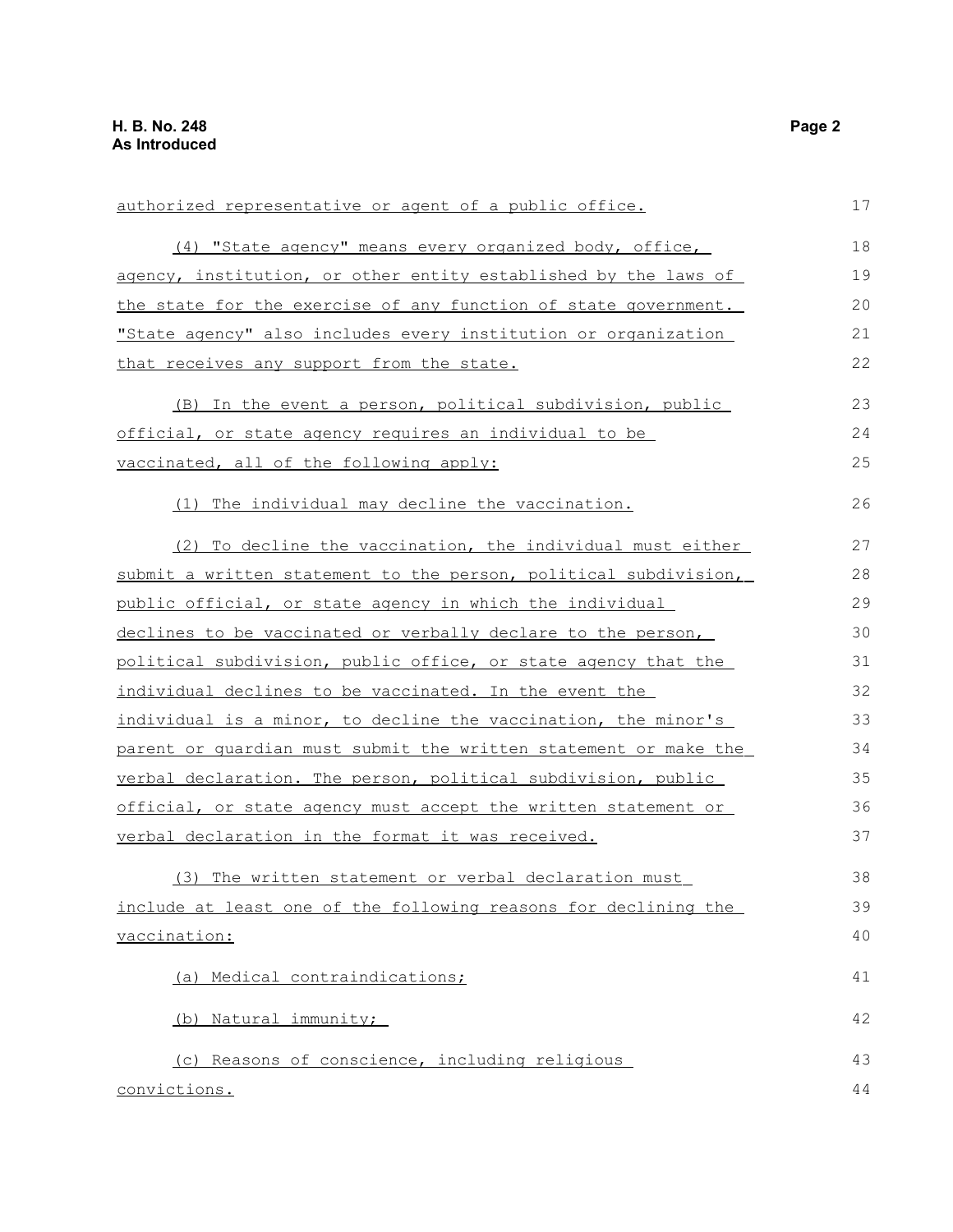authorized representative or agent of a public office.

(4) "State agency" means every organized body, office, agency, institution, or other entity established by the laws of the state for the exercise of any function of state government. "State agency" also includes every institution or organization that receives any support from the state.

(B) In the event a person, political subdivision, public official, or state agency requires an individual to be vaccinated, all of the following apply:

(1) The individual may decline the vaccination.

(2) To decline the vaccination, the individual must either submit a written statement to the person, political subdivision, public official, or state agency in which the individual declines to be vaccinated or verbally declare to the person, political subdivision, public office, or state agency that the individual declines to be vaccinated. In the event the individual is a minor, to decline the vaccination, the minor's parent or guardian must submit the written statement or make the verbal declaration. The person, political subdivision, public official, or state agency must accept the written statement or verbal declaration in the format it was received.

(3) The written statement or verbal declaration must include at least one of the following reasons for declining the vaccination:

(a) Medical contraindications;

(b) Natural immunity;

(c) Reasons of conscience, including religious convictions.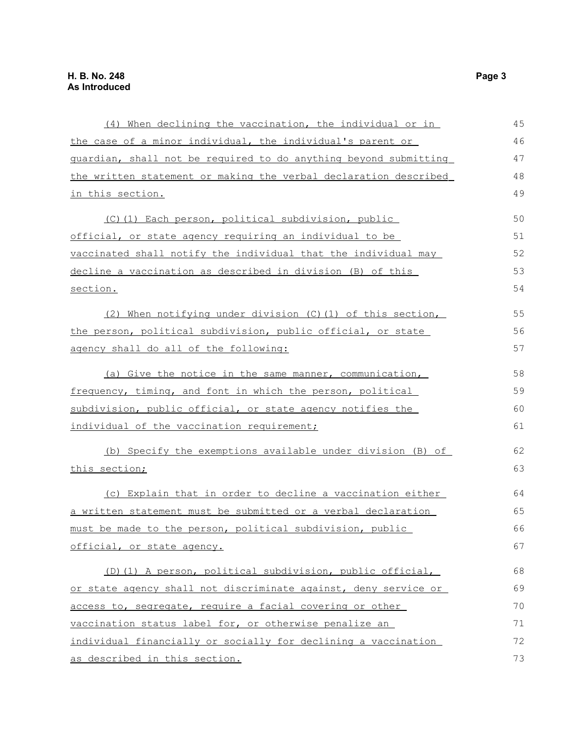(4) When declining the vaccination, the individual or in the case of a minor individual, the individual's parent or guardian, shall not be required to do anything beyond submitting the written statement or making the verbal declaration described in this section.

(C)(1) Each person, political subdivision, public official, or state agency requiring an individual to be vaccinated shall notify the individual that the individual may decline a vaccination as described in division (B) of this section.

(2) When notifying under division (C)(1) of this section, the person, political subdivision, public official, or state agency shall do all of the following:

(a) Give the notice in the same manner, communication, frequency, timing, and font in which the person, political subdivision, public official, or state agency notifies the individual of the vaccination requirement;

(b) Specify the exemptions available under division (B) of this section;

(c) Explain that in order to decline a vaccination either a written statement must be submitted or a verbal declaration must be made to the person, political subdivision, public official, or state agency.

(D)(1) A person, political subdivision, public official, or state agency shall not discriminate against, deny service or access to, segregate, require a facial covering or other vaccination status label for, or otherwise penalize an individual financially or socially for declining a vaccination as described in this section.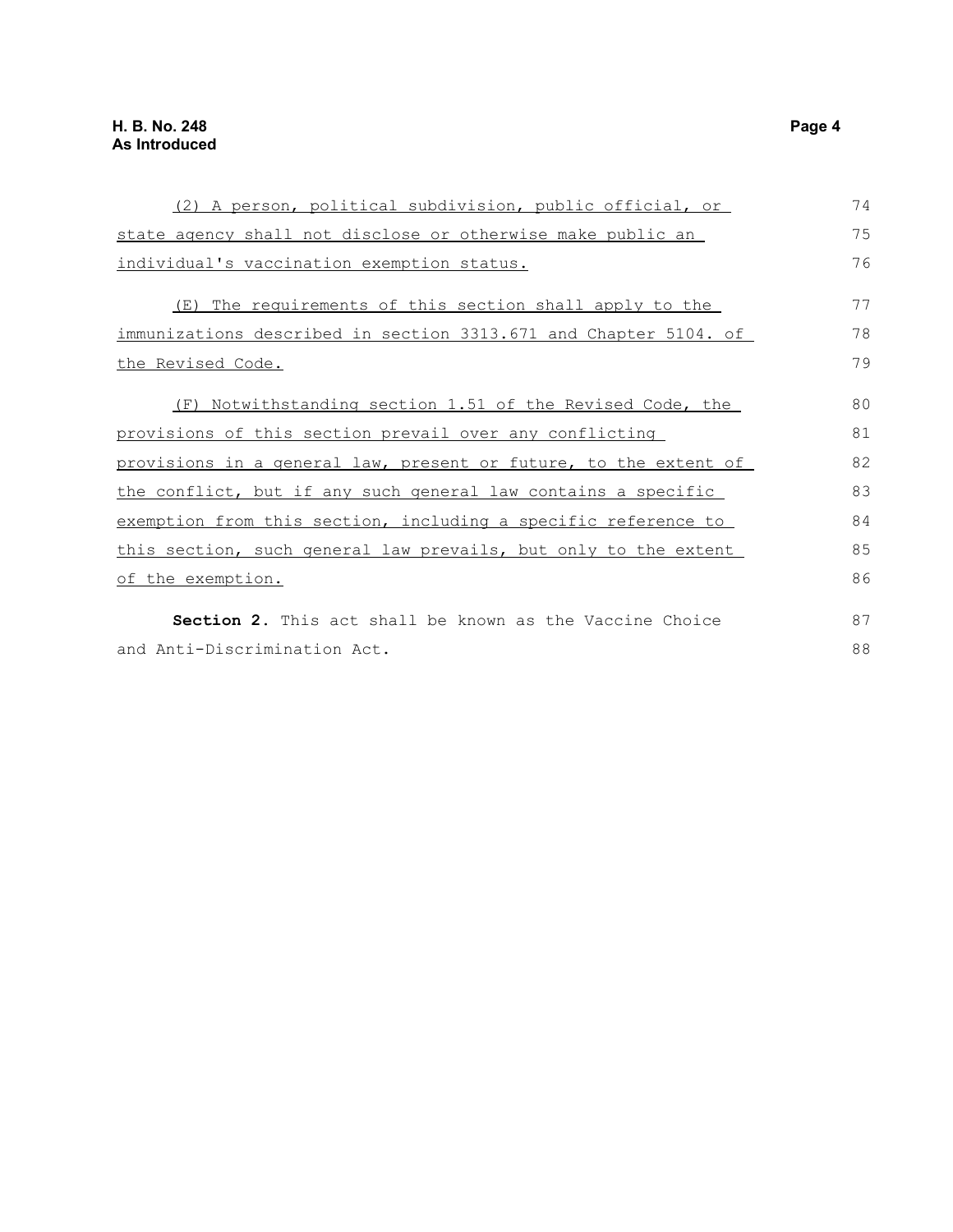(2) A person, political subdivision, public official, or state agency shall not disclose or otherwise make public an individual's vaccination exemption status.

(E) The requirements of this section shall apply to the immunizations described in section 3313.671 and Chapter 5104. of the Revised Code.

(F) Notwithstanding section 1.51 of the Revised Code, the provisions of this section prevail over any conflicting provisions in a general law, present or future, to the extent of the conflict, but if any such general law contains a specific exemption from this section, including a specific reference to this section, such general law prevails, but only to the extent of the exemption.

**Section 2.** This act shall be known as the Vaccine Choice and Anti-Discrimination Act.